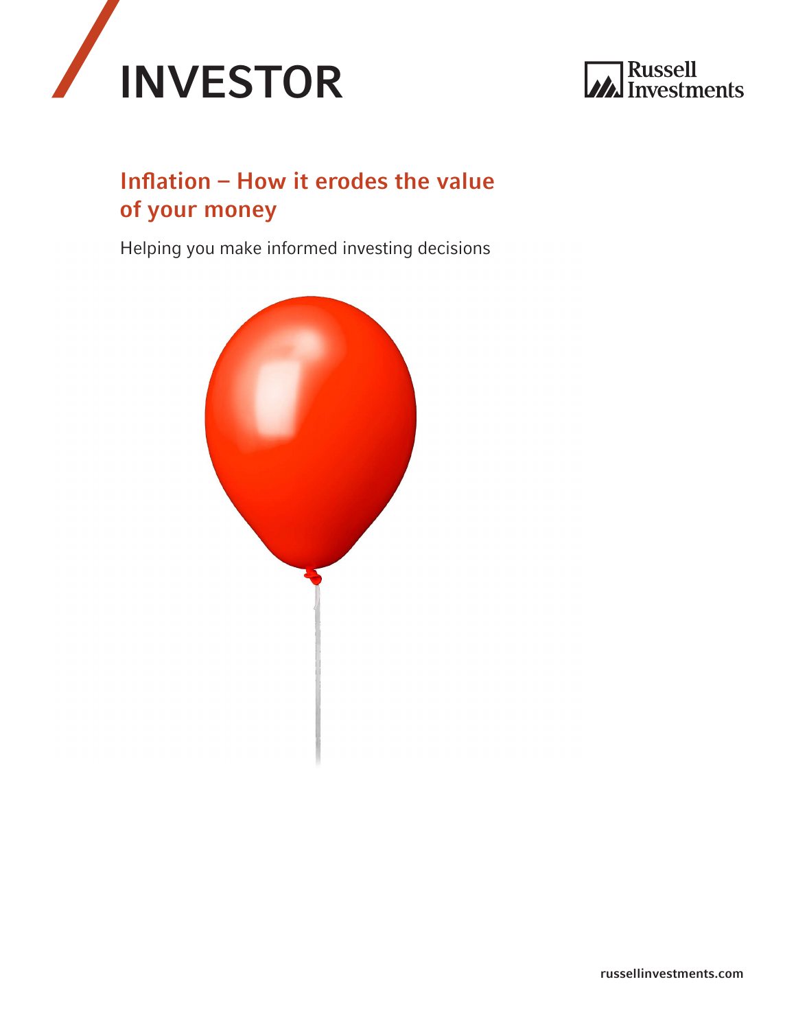# INVESTOR

Russell Investments

## Inflation – How it erodes the value of your money

Helping you make informed investing decisions

russellinvestments.com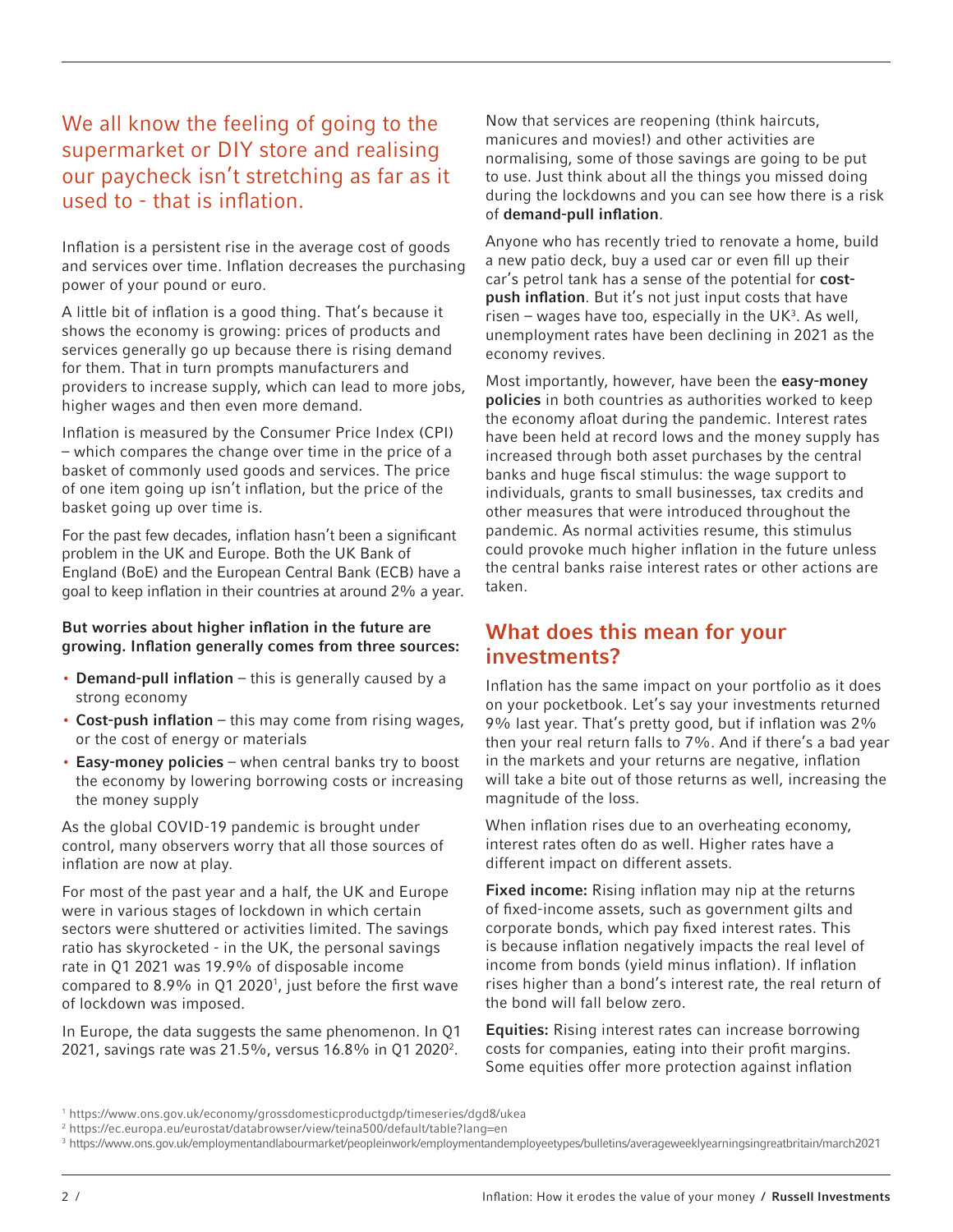We all know the feeling of going to the supermarket or DIY store and realising our paycheck isn't stretching as far as it used to - that is inflation.

Inflation is a persistent rise in the average cost of goods and services over time. Inflation decreases the purchasing power of your pound or euro.

A little bit of inflation is a good thing. That's because it shows the economy is growing: prices of products and services generally go up because there is rising demand for them. That in turn prompts manufacturers and providers to increase supply, which can lead to more jobs, higher wages and then even more demand.

Inflation is measured by the Consumer Price Index (CPI) – which compares the change over time in the price of a basket of commonly used goods and services. The price of one item going up isn't inflation, but the price of the basket going up over time is.

For the past few decades, inflation hasn't been a significant problem in the UK and Europe. Both the UK Bank of England (BoE) and the European Central Bank (ECB) have a goal to keep inflation in their countries at around 2% a year.

**But worries about higher inflation in the future are growing. Inflation generally comes from three sources:**

- **Demand-pull inflation** – this is generally caused by a strong economy
- **Cost-push inflation** – this may come from rising wages, or the cost of energy or materials
- **Easy-money policies** – when central banks try to boost the economy by lowering borrowing costs or increasing the money supply

As the global COVID-19 pandemic is brought under control, many observers worry that all those sources of inflation are now at play.

For most of the past year and a half, the UK and Europe were in various stages of lockdown in which certain sectors were shuttered or activities limited. The savings ratio has skyrocketed - in the UK, the personal savings rate in Q1 2021 was 19.9% of disposable income compared to 8.9% in Q1 2020[1], just before the first wave of lockdown was imposed.

In Europe, the data suggests the same phenomenon. In Q1 2021, savings rate was 21.5%, versus 16.8% in Q1 2020[2].

Now that services are reopening (think haircuts, manicures and movies!) and other activities are normalising, some of those savings are going to be put to use. Just think about all the things you missed doing during the lockdowns and you can see how there is a risk of **demand-pull inflation**.

Anyone who has recently tried to renovate a home, build a new patio deck, buy a used car or even fill up their car's petrol tank has a sense of the potential for **cost-push inflation**. But it's not just input costs that have risen – wages have too, especially in the UK[3]. As well, unemployment rates have been declining in 2021 as the economy revives.

Most importantly, however, have been the **easy-money policies** in both countries as authorities worked to keep the economy afloat during the pandemic. Interest rates have been held at record lows and the money supply has increased through both asset purchases by the central banks and huge fiscal stimulus: the wage support to individuals, grants to small businesses, tax credits and other measures that were introduced throughout the pandemic. As normal activities resume, this stimulus could provoke much higher inflation in the future unless the central banks raise interest rates or other actions are taken.

## What does this mean for your investments?

Inflation has the same impact on your portfolio as it does on your pocketbook. Let's say your investments returned 9% last year. That's pretty good, but if inflation was 2% then your real return falls to 7%. And if there's a bad year in the markets and your returns are negative, inflation will take a bite out of those returns as well, increasing the magnitude of the loss.

When inflation rises due to an overheating economy, interest rates often do as well. Higher rates have a different impact on different assets.

**Fixed income:** Rising inflation may nip at the returns of fixed-income assets, such as government gilts and corporate bonds, which pay fixed interest rates. This is because inflation negatively impacts the real level of income from bonds (yield minus inflation). If inflation rises higher than a bond's interest rate, the real return of the bond will fall below zero.

**Equities:** Rising interest rates can increase borrowing costs for companies, eating into their profit margins. Some equities offer more protection against inflation

[1] https://www.ons.gov.uk/economy/grossdomesticproductgdp/timeseries/dgd8/ukea

[2] https://ec.europa.eu/eurostat/databrowser/view/teina500/default/table?lang=en

[3] https://www.ons.gov.uk/employmentandlabourmarket/peopleinwork/employmentandemployeetypes/bulletins/averageweeklyearningsingreatbritain/march2021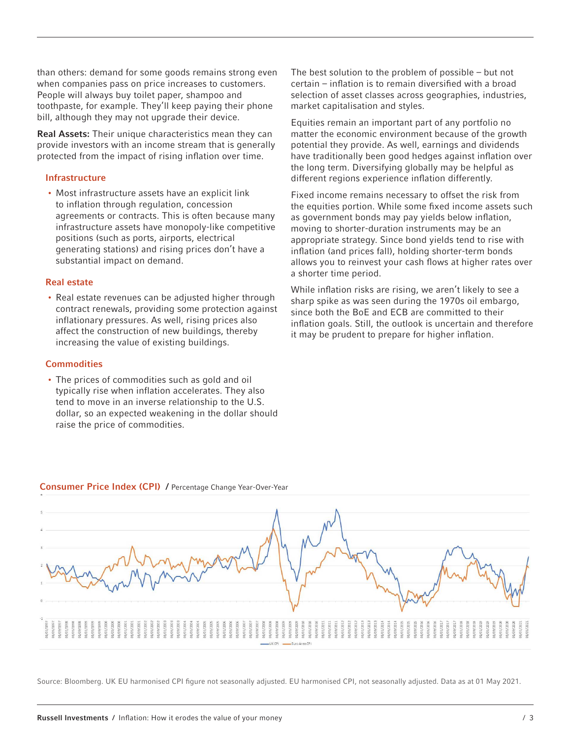than others: demand for some goods remains strong even when companies pass on price increases to customers. People will always buy toilet paper, shampoo and toothpaste, for example. They'll keep paying their phone bill, although they may not upgrade their device.

**Real Assets:** Their unique characteristics mean they can provide investors with an income stream that is generally protected from the impact of rising inflation over time.

### Infrastructure

- Most infrastructure assets have an explicit link to inflation through regulation, concession agreements or contracts. This is often because many infrastructure assets have monopoly-like competitive positions (such as ports, airports, electrical generating stations) and rising prices don't have a substantial impact on demand.

### Real estate

- Real estate revenues can be adjusted higher through contract renewals, providing some protection against inflationary pressures. As well, rising prices also affect the construction of new buildings, thereby increasing the value of existing buildings.

### Commodities

- The prices of commodities such as gold and oil typically rise when inflation accelerates. They also tend to move in an inverse relationship to the U.S. dollar, so an expected weakening in the dollar should raise the price of commodities.

The best solution to the problem of possible – but not certain – inflation is to remain diversified with a broad selection of asset classes across geographies, industries, market capitalisation and styles.

Equities remain an important part of any portfolio no matter the economic environment because of the growth potential they provide. As well, earnings and dividends have traditionally been good hedges against inflation over the long term. Diversifying globally may be helpful as different regions experience inflation differently.

Fixed income remains necessary to offset the risk from the equities portion. While some fixed income assets such as government bonds may pay yields below inflation, moving to shorter-duration instruments may be an appropriate strategy. Since bond yields tend to rise with inflation (and prices fall), holding shorter-term bonds allows you to reinvest your cash flows at higher rates over a shorter time period.

While inflation risks are rising, we aren't likely to see a sharp spike as was seen during the 1970s oil embargo, since both the BoE and ECB are committed to their inflation goals. Still, the outlook is uncertain and therefore it may be prudent to prepare for higher inflation.

**Consumer Price Index (CPI)** / Percentage Change Year-Over-Year

Source: Bloomberg. UK EU harmonised CPI figure not seasonally adjusted. EU harmonised CPI, not seasonally adjusted. Data as at 01 May 2021.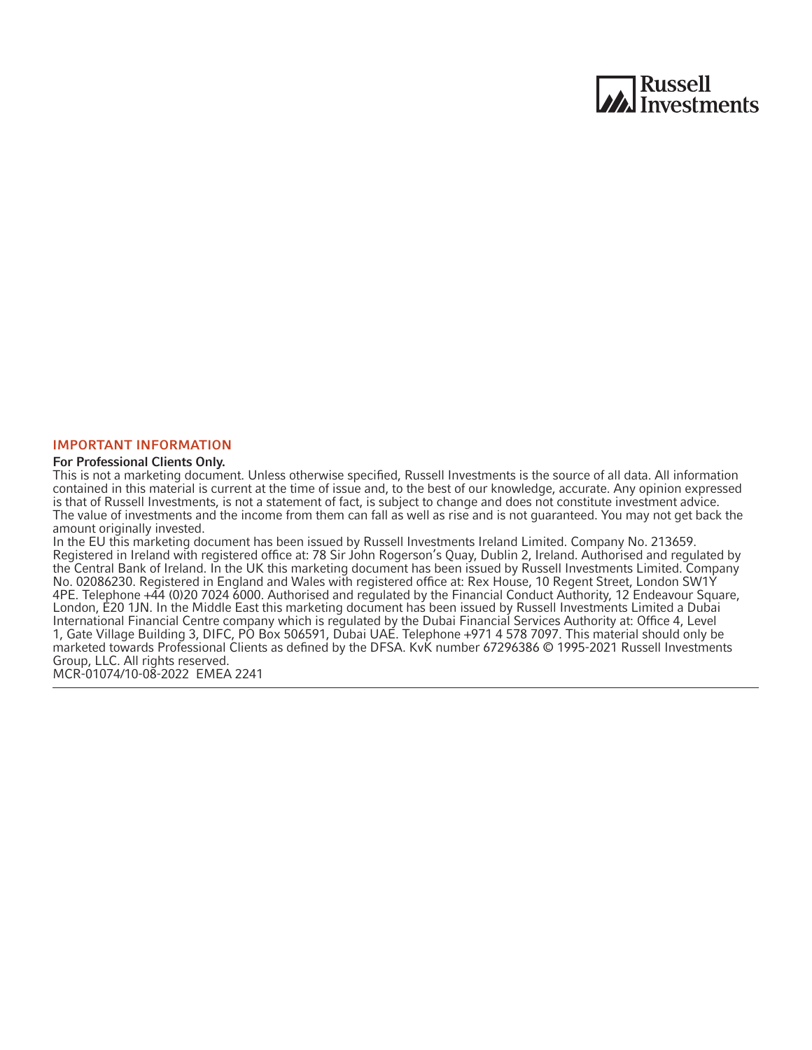Russell Investments

## IMPORTANT INFORMATION

**For Professional Clients Only.**

This is not a marketing document. Unless otherwise specified, Russell Investments is the source of all data. All information contained in this material is current at the time of issue and, to the best of our knowledge, accurate. Any opinion expressed is that of Russell Investments, is not a statement of fact, is subject to change and does not constitute investment advice. The value of investments and the income from them can fall as well as rise and is not guaranteed. You may not get back the amount originally invested.

In the EU this marketing document has been issued by Russell Investments Ireland Limited. Company No. 213659. Registered in Ireland with registered office at: 78 Sir John Rogerson's Quay, Dublin 2, Ireland. Authorised and regulated by the Central Bank of Ireland. In the UK this marketing document has been issued by Russell Investments Limited. Company No. 02086230. Registered in England and Wales with registered office at: Rex House, 10 Regent Street, London SW1Y 4PE. Telephone +44 (0)20 7024 6000. Authorised and regulated by the Financial Conduct Authority, 12 Endeavour Square, London, E20 1JN. In the Middle East this marketing document has been issued by Russell Investments Limited a Dubai International Financial Centre company which is regulated by the Dubai Financial Services Authority at: Office 4, Level 1, Gate Village Building 3, DIFC, PO Box 506591, Dubai UAE. Telephone +971 4 578 7097. This material should only be marketed towards Professional Clients as defined by the DFSA. KvK number 67296386 © 1995-2021 Russell Investments Group, LLC. All rights reserved.

MCR-01074/10-08-2022 EMEA 2241